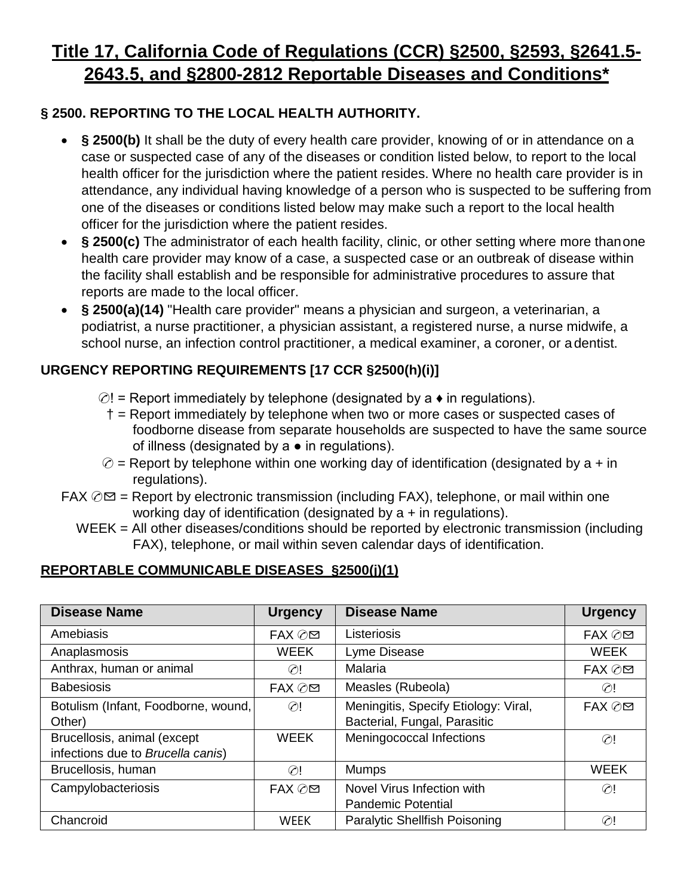# Title 17, California Code of Regulations (CCR) §2500, §2593, §2641.5-2643.5, and §2800-2812 Reportable Diseases and Conditions*

### § 2500. REPORTING TO THE LOCAL HEALTH AUTHORITY.

- **§ 2500(b)** It shall be the duty of every health care provider, knowing of or in attendance on a case or suspected case of any of the diseases or condition listed below, to report to the local health officer for the jurisdiction where the patient resides. Where no health care provider is in attendance, any individual having knowledge of a person who is suspected to be suffering from one of the diseases or conditions listed below may make such a report to the local health officer for the jurisdiction where the patient resides.
- **§ 2500(c)** The administrator of each health facility, clinic, or other setting where more than one health care provider may know of a case, a suspected case or an outbreak of disease within the facility shall establish and be responsible for administrative procedures to assure that reports are made to the local officer.
- **§ 2500(a)(14)** "Health care provider" means a physician and surgeon, a veterinarian, a podiatrist, a nurse practitioner, a physician assistant, a registered nurse, a nurse midwife, a school nurse, an infection control practitioner, a medical examiner, a coroner, or a dentist.

### URGENCY REPORTING REQUIREMENTS [17 CCR §2500(h)(i)]

- ✆! = Report immediately by telephone (designated by a ♦ in regulations).
- † = Report immediately by telephone when two or more cases or suspected cases of foodborne disease from separate households are suspected to have the same source of illness (designated by a ● in regulations).
- ✆ = Report by telephone within one working day of identification (designated by a + in regulations).
- FAX ✆✉ = Report by electronic transmission (including FAX), telephone, or mail within one working day of identification (designated by a + in regulations).
- WEEK = All other diseases/conditions should be reported by electronic transmission (including FAX), telephone, or mail within seven calendar days of identification.

### REPORTABLE COMMUNICABLE DISEASES §2500(j)(1)

| Disease Name | Urgency | Disease Name | Urgency |
|---|---|---|---|
| Amebiasis | FAX ✆✉ | Listeriosis | FAX ✆✉ |
| Anaplasmosis | WEEK | Lyme Disease | WEEK |
| Anthrax, human or animal | ✆! | Malaria | FAX ✆✉ |
| Babesiosis | FAX ✆✉ | Measles (Rubeola) | ✆! |
| Botulism (Infant, Foodborne, wound, Other) | ✆! | Meningitis, Specify Etiology: Viral, Bacterial, Fungal, Parasitic | FAX ✆✉ |
| Brucellosis, animal (except infections due to *Brucella canis*) | WEEK | Meningococcal Infections | ✆! |
| Brucellosis, human | ✆! | Mumps | WEEK |
| Campylobacteriosis | FAX ✆✉ | Novel Virus Infection with Pandemic Potential | ✆! |
| Chancroid | WEEK | Paralytic Shellfish Poisoning | ✆! |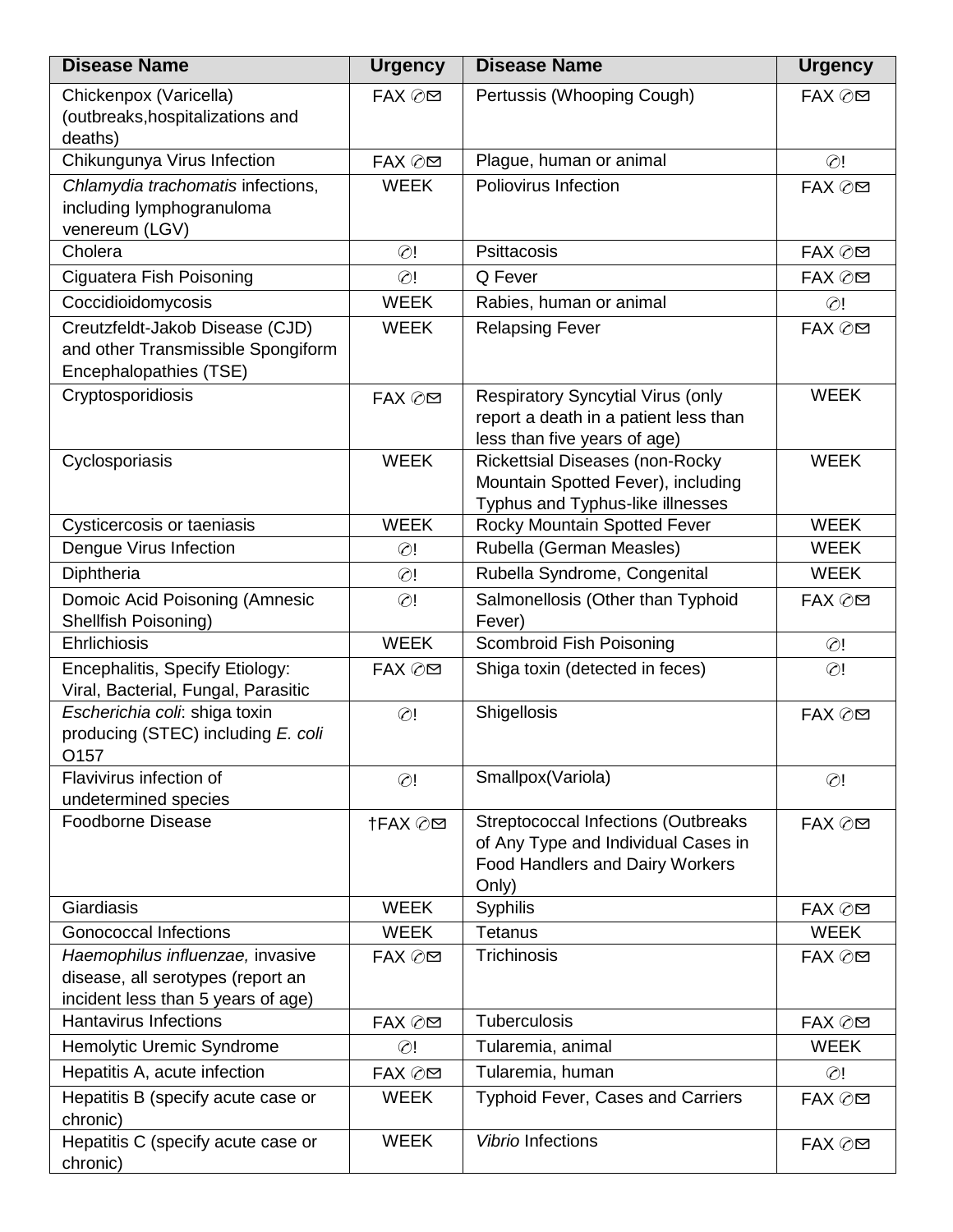| Disease Name | Urgency | Disease Name | Urgency |
|---|---|---|---|
| Chickenpox (Varicella) (outbreaks,hospitalizations and deaths) | FAX ✆✉ | Pertussis (Whooping Cough) | FAX ✆✉ |
| Chikungunya Virus Infection | FAX ✆✉ | Plague, human or animal | ✆! |
| *Chlamydia trachomatis* infections, including lymphogranuloma venereum (LGV) | WEEK | Poliovirus Infection | FAX ✆✉ |
| Cholera | ✆! | Psittacosis | FAX ✆✉ |
| Ciguatera Fish Poisoning | ✆! | Q Fever | FAX ✆✉ |
| Coccidioidomycosis | WEEK | Rabies, human or animal | ✆! |
| Creutzfeldt-Jakob Disease (CJD) and other Transmissible Spongiform Encephalopathies (TSE) | WEEK | Relapsing Fever | FAX ✆✉ |
| Cryptosporidiosis | FAX ✆✉ | Respiratory Syncytial Virus (only report a death in a patient less than less than five years of age) | WEEK |
| Cyclosporiasis | WEEK | Rickettsial Diseases (non-Rocky Mountain Spotted Fever), including Typhus and Typhus-like illnesses | WEEK |
| Cysticercosis or taeniasis | WEEK | Rocky Mountain Spotted Fever | WEEK |
| Dengue Virus Infection | ✆! | Rubella (German Measles) | WEEK |
| Diphtheria | ✆! | Rubella Syndrome, Congenital | WEEK |
| Domoic Acid Poisoning (Amnesic Shellfish Poisoning) | ✆! | Salmonellosis (Other than Typhoid Fever) | FAX ✆✉ |
| Ehrlichiosis | WEEK | Scombroid Fish Poisoning | ✆! |
| Encephalitis, Specify Etiology: Viral, Bacterial, Fungal, Parasitic | FAX ✆✉ | Shiga toxin (detected in feces) | ✆! |
| *Escherichia coli*: shiga toxin producing (STEC) including *E. coli* O157 | ✆! | Shigellosis | FAX ✆✉ |
| Flavivirus infection of undetermined species | ✆! | Smallpox(Variola) | ✆! |
| Foodborne Disease | †FAX ✆✉ | Streptococcal Infections (Outbreaks of Any Type and Individual Cases in Food Handlers and Dairy Workers Only) | FAX ✆✉ |
| Giardiasis | WEEK | Syphilis | FAX ✆✉ |
| Gonococcal Infections | WEEK | Tetanus | WEEK |
| *Haemophilus influenzae,* invasive disease, all serotypes (report an incident less than 5 years of age) | FAX ✆✉ | Trichinosis | FAX ✆✉ |
| Hantavirus Infections | FAX ✆✉ | Tuberculosis | FAX ✆✉ |
| Hemolytic Uremic Syndrome | ✆! | Tularemia, animal | WEEK |
| Hepatitis A, acute infection | FAX ✆✉ | Tularemia, human | ✆! |
| Hepatitis B (specify acute case or chronic) | WEEK | Typhoid Fever, Cases and Carriers | FAX ✆✉ |
| Hepatitis C (specify acute case or chronic) | WEEK | *Vibrio* Infections | FAX ✆✉ |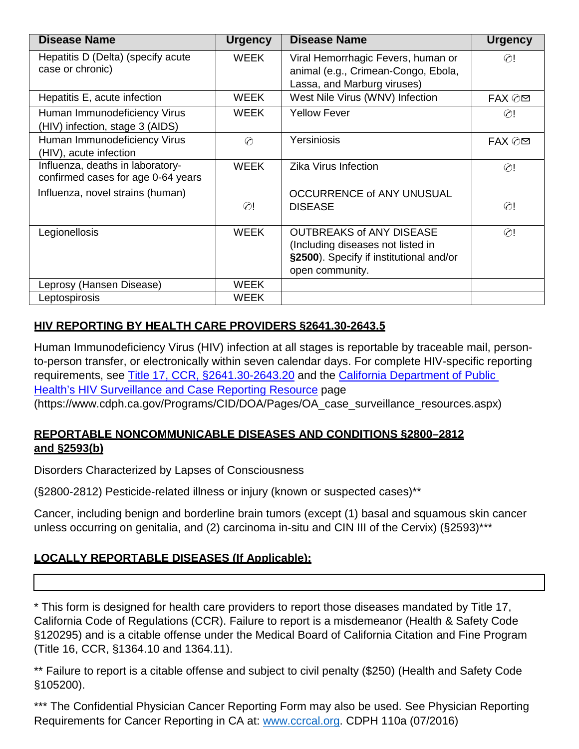| Disease Name | Urgency | Disease Name | Urgency |
|---|---|---|---|
| Hepatitis D (Delta) (specify acute case or chronic) | WEEK | Viral Hemorrhagic Fevers, human or animal (e.g., Crimean-Congo, Ebola, Lassa, and Marburg viruses) | ✆! |
| Hepatitis E, acute infection | WEEK | West Nile Virus (WNV) Infection | FAX ✆✉ |
| Human Immunodeficiency Virus (HIV) infection, stage 3 (AIDS) | WEEK | Yellow Fever | ✆! |
| Human Immunodeficiency Virus (HIV), acute infection | ✆ | Yersiniosis | FAX ✆✉ |
| Influenza, deaths in laboratory-confirmed cases for age 0-64 years | WEEK | Zika Virus Infection | ✆! |
| Influenza, novel strains (human) | ✆! | OCCURRENCE of ANY UNUSUAL DISEASE | ✆! |
| Legionellosis | WEEK | OUTBREAKS of ANY DISEASE (Including diseases not listed in **§2500**). Specify if institutional and/or open community. | ✆! |
| Leprosy (Hansen Disease) | WEEK | | |
| Leptospirosis | WEEK | | |

## HIV REPORTING BY HEALTH CARE PROVIDERS §2641.30-2643.5

Human Immunodeficiency Virus (HIV) infection at all stages is reportable by traceable mail, person-to-person transfer, or electronically within seven calendar days. For complete HIV-specific reporting requirements, see Title 17, CCR, §2641.30-2643.20 and the California Department of Public Health's HIV Surveillance and Case Reporting Resource page (https://www.cdph.ca.gov/Programs/CID/DOA/Pages/OA_case_surveillance_resources.aspx)

## REPORTABLE NONCOMMUNICABLE DISEASES AND CONDITIONS §2800–2812 and §2593(b)

Disorders Characterized by Lapses of Consciousness

(§2800-2812) Pesticide-related illness or injury (known or suspected cases)**

Cancer, including benign and borderline brain tumors (except (1) basal and squamous skin cancer unless occurring on genitalia, and (2) carcinoma in-situ and CIN III of the Cervix) (§2593)***

## LOCALLY REPORTABLE DISEASES (If Applicable):

* This form is designed for health care providers to report those diseases mandated by Title 17, California Code of Regulations (CCR). Failure to report is a misdemeanor (Health & Safety Code §120295) and is a citable offense under the Medical Board of California Citation and Fine Program (Title 16, CCR, §1364.10 and 1364.11).

** Failure to report is a citable offense and subject to civil penalty ($250) (Health and Safety Code §105200).

*** The Confidential Physician Cancer Reporting Form may also be used. See Physician Reporting Requirements for Cancer Reporting in CA at: www.ccrcal.org. CDPH 110a (07/2016)